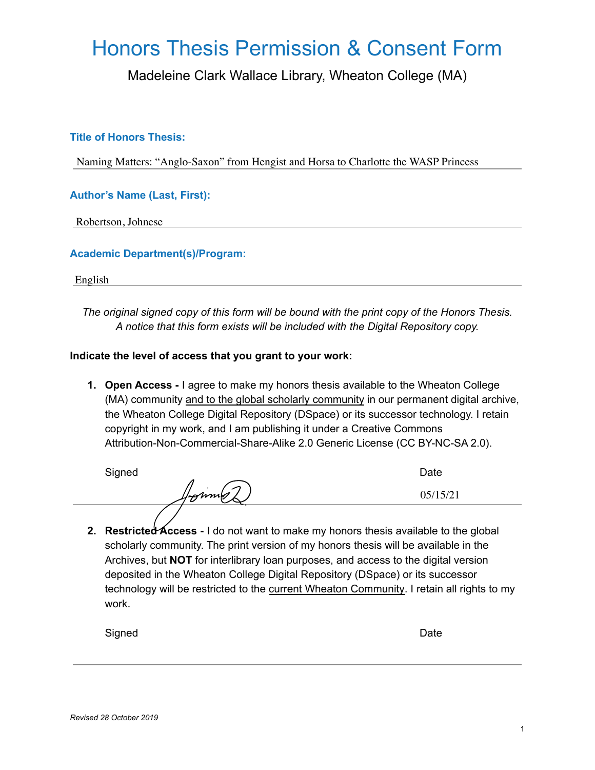# Honors Thesis Permission & Consent Form

Madeleine Clark Wallace Library, Wheaton College (MA)

**Title of Honors Thesis:**

Naming Matters: "Anglo-Saxon" from Hengist and Horsa to Charlotte the WASP Princess

**Author's Name (Last, First):**

Robertson, Johnese

**Academic Department(s)/Program:**

English

*The original signed copy of this form will be bound with the print copy of the Honors Thesis. A notice that this form exists will be included with the Digital Repository copy.*

**Indicate the level of access that you grant to your work:**

1. **Open Access -** I agree to make my honors thesis available to the Wheaton College (MA) community and to the global scholarly community in our permanent digital archive, the Wheaton College Digital Repository (DSpace) or its successor technology. I retain copyright in my work, and I am publishing it under a Creative Commons Attribution-Non-Commercial-Share-Alike 2.0 Generic License (CC BY-NC-SA 2.0).

   Signed [signature] Date 05/15/21

2. **Restricted Access -** I do not want to make my honors thesis available to the global scholarly community. The print version of my honors thesis will be available in the Archives, but **NOT** for interlibrary loan purposes, and access to the digital version deposited in the Wheaton College Digital Repository (DSpace) or its successor technology will be restricted to the current Wheaton Community. I retain all rights to my work.

   Signed Date

*Revised 28 October 2019*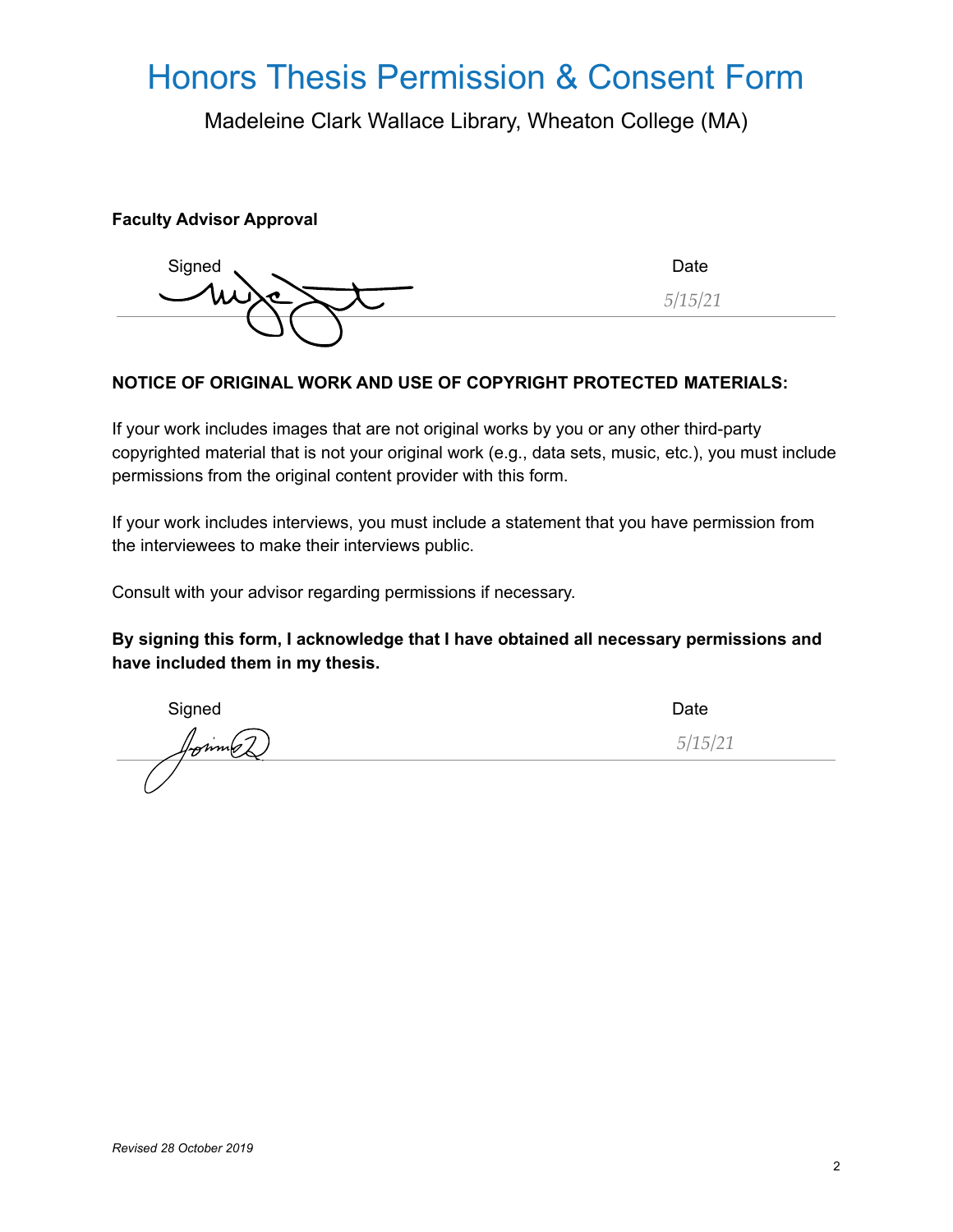# Honors Thesis Permission & Consent Form

Madeleine Clark Wallace Library, Wheaton College (MA)

**Faculty Advisor Approval**

Signed Date

*5/15/21*

**NOTICE OF ORIGINAL WORK AND USE OF COPYRIGHT PROTECTED MATERIALS:**

If your work includes images that are not original works by you or any other third-party copyrighted material that is not your original work (e.g., data sets, music, etc.), you must include permissions from the original content provider with this form.

If your work includes interviews, you must include a statement that you have permission from the interviewees to make their interviews public.

Consult with your advisor regarding permissions if necessary.

**By signing this form, I acknowledge that I have obtained all necessary permissions and have included them in my thesis.**

Signed Date

*5/15/21*

*Revised 28 October 2019*